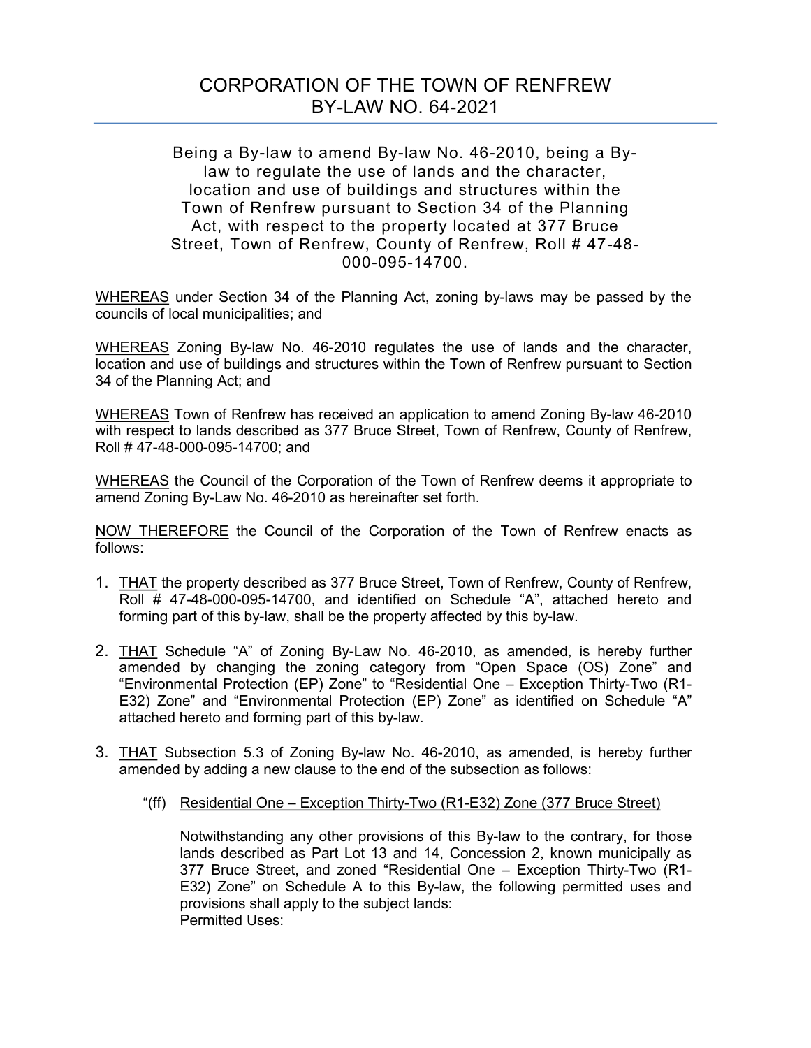# CORPORATION OF THE TOWN OF RENFREW
# BY-LAW NO. 64-2021

Being a By-law to amend By-law No. 46-2010, being a By-law to regulate the use of lands and the character, location and use of buildings and structures within the Town of Renfrew pursuant to Section 34 of the Planning Act, with respect to the property located at 377 Bruce Street, Town of Renfrew, County of Renfrew, Roll # 47-48-000-095-14700.

<u>WHEREAS</u> under Section 34 of the Planning Act, zoning by-laws may be passed by the councils of local municipalities; and

<u>WHEREAS</u> Zoning By-law No. 46-2010 regulates the use of lands and the character, location and use of buildings and structures within the Town of Renfrew pursuant to Section 34 of the Planning Act; and

<u>WHEREAS</u> Town of Renfrew has received an application to amend Zoning By-law 46-2010 with respect to lands described as 377 Bruce Street, Town of Renfrew, County of Renfrew, Roll # 47-48-000-095-14700; and

<u>WHEREAS</u> the Council of the Corporation of the Town of Renfrew deems it appropriate to amend Zoning By-Law No. 46-2010 as hereinafter set forth.

<u>NOW THEREFORE</u> the Council of the Corporation of the Town of Renfrew enacts as follows:

1. <u>THAT</u> the property described as 377 Bruce Street, Town of Renfrew, County of Renfrew, Roll # 47-48-000-095-14700, and identified on Schedule "A", attached hereto and forming part of this by-law, shall be the property affected by this by-law.

2. <u>THAT</u> Schedule "A" of Zoning By-Law No. 46-2010, as amended, is hereby further amended by changing the zoning category from "Open Space (OS) Zone" and "Environmental Protection (EP) Zone" to "Residential One – Exception Thirty-Two (R1-E32) Zone" and "Environmental Protection (EP) Zone" as identified on Schedule "A" attached hereto and forming part of this by-law.

3. <u>THAT</u> Subsection 5.3 of Zoning By-law No. 46-2010, as amended, is hereby further amended by adding a new clause to the end of the subsection as follows:

   "(ff) <u>Residential One – Exception Thirty-Two (R1-E32) Zone (377 Bruce Street)</u>

   Notwithstanding any other provisions of this By-law to the contrary, for those lands described as Part Lot 13 and 14, Concession 2, known municipally as 377 Bruce Street, and zoned "Residential One – Exception Thirty-Two (R1-E32) Zone" on Schedule A to this By-law, the following permitted uses and provisions shall apply to the subject lands:
   Permitted Uses: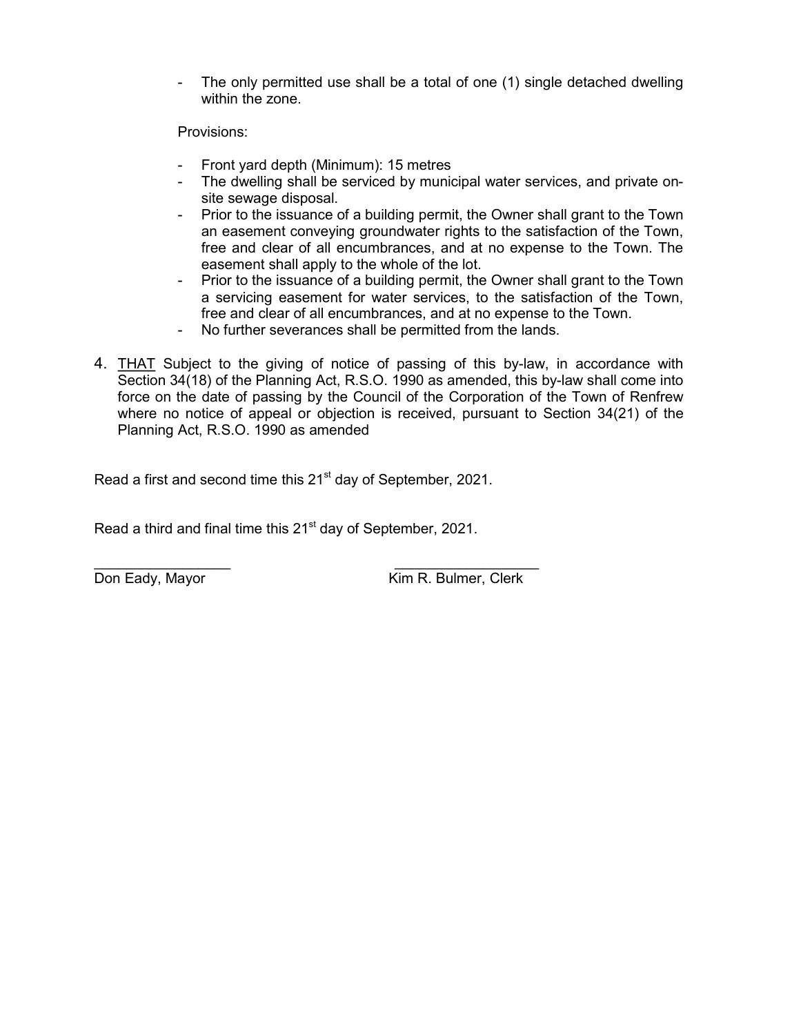- The only permitted use shall be a total of one (1) single detached dwelling within the zone.

Provisions:

- Front yard depth (Minimum): 15 metres
- The dwelling shall be serviced by municipal water services, and private on-site sewage disposal.
- Prior to the issuance of a building permit, the Owner shall grant to the Town an easement conveying groundwater rights to the satisfaction of the Town, free and clear of all encumbrances, and at no expense to the Town. The easement shall apply to the whole of the lot.
- Prior to the issuance of a building permit, the Owner shall grant to the Town a servicing easement for water services, to the satisfaction of the Town, free and clear of all encumbrances, and at no expense to the Town.
- No further severances shall be permitted from the lands.

4. THAT Subject to the giving of notice of passing of this by-law, in accordance with Section 34(18) of the Planning Act, R.S.O. 1990 as amended, this by-law shall come into force on the date of passing by the Council of the Corporation of the Town of Renfrew where no notice of appeal or objection is received, pursuant to Section 34(21) of the Planning Act, R.S.O. 1990 as amended

Read a first and second time this 21st day of September, 2021.

Read a third and final time this 21st day of September, 2021.

\_\_\_\_\_\_\_\_\_\_\_\_\_\_\_\_\_ Don Eady, Mayor

\_\_\_\_\_\_\_\_\_\_\_\_\_\_\_\_\_\_ Kim R. Bulmer, Clerk